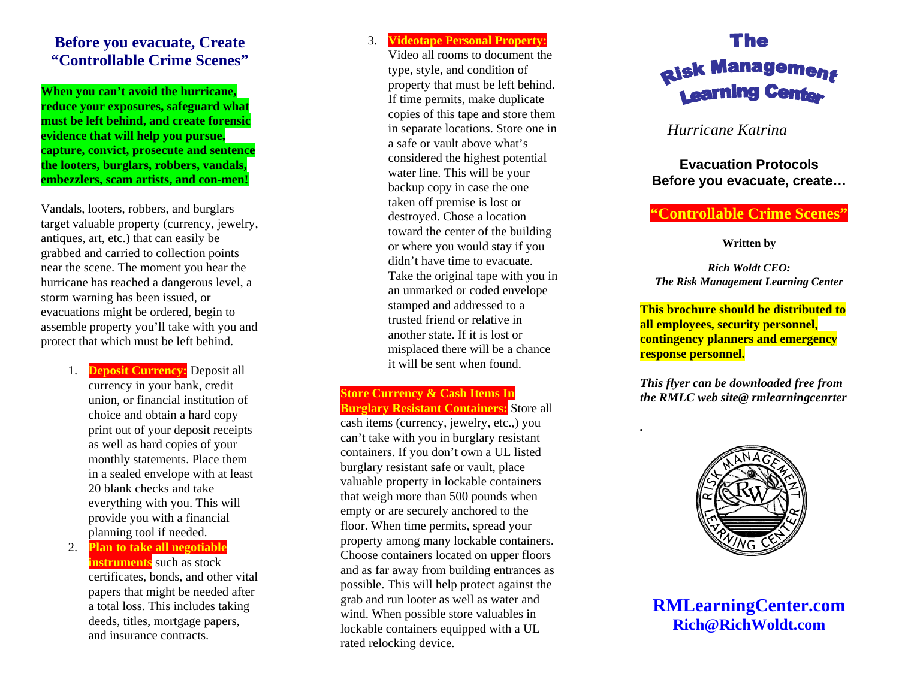## Before you evacuate, Create "Controllable Crime Scenes"

**When you can't avoid the hurricane, reduce your exposures, safeguard what must be left behind, and create forensic evidence that will help you pursue, capture, convict, prosecute and sentence the looters, burglars, robbers, vandals, embezzlers, scam artists, and con-men!**

Vandals, looters, robbers, and burglars target valuable property (currency, jewelry, antiques, art, etc.) that can easily be grabbed and carried to collection points near the scene. The moment you hear the hurricane has reached a dangerous level, a storm warning has been issued, or evacuations might be ordered, begin to assemble property you'll take with you and protect that which must be left behind.

1. **Deposit Currency:** Deposit all currency in your bank, credit union, or financial institution of choice and obtain a hard copy print out of your deposit receipts as well as hard copies of your monthly statements. Place them in a sealed envelope with at least 20 blank checks and take everything with you. This will provide you with a financial planning tool if needed.
2. **Plan to take all negotiable instruments** such as stock certificates, bonds, and other vital papers that might be needed after a total loss. This includes taking deeds, titles, mortgage papers, and insurance contracts.
3. **Videotape Personal Property:** Video all rooms to document the type, style, and condition of property that must be left behind. If time permits, make duplicate copies of this tape and store them in separate locations. Store one in a safe or vault above what's considered the highest potential water line. This will be your backup copy in case the one taken off premise is lost or destroyed. Chose a location toward the center of the building or where you would stay if you didn't have time to evacuate. Take the original tape with you in an unmarked or coded envelope stamped and addressed to a trusted friend or relative in another state. If it is lost or misplaced there will be a chance it will be sent when found.

**Store Currency & Cash Items In Burglary Resistant Containers:** Store all cash items (currency, jewelry, etc.,) you can't take with you in burglary resistant containers. If you don't own a UL listed burglary resistant safe or vault, place valuable property in lockable containers that weigh more than 500 pounds when empty or are securely anchored to the floor. When time permits, spread your property among many lockable containers. Choose containers located on upper floors and as far away from building entrances as possible. This will help protect against the grab and run looter as well as water and wind. When possible store valuables in lockable containers equipped with a UL rated relocking device.

# The Risk Management Learning Center

*Hurricane Katrina*

**Evacuation Protocols**
**Before you evacuate, create…**

## "Controllable Crime Scenes"

**Written by**

***Rich Woldt CEO:***
***The Risk Management Learning Center***

**This brochure should be distributed to all employees, security personnel, contingency planners and emergency response personnel.**

***This flyer can be downloaded free from the RMLC web site@ rmlearningcenrter***

.

RISK MANAGEMENT LEARNING CENTER RW

**RMLearningCenter.com**
**Rich@RichWoldt.com**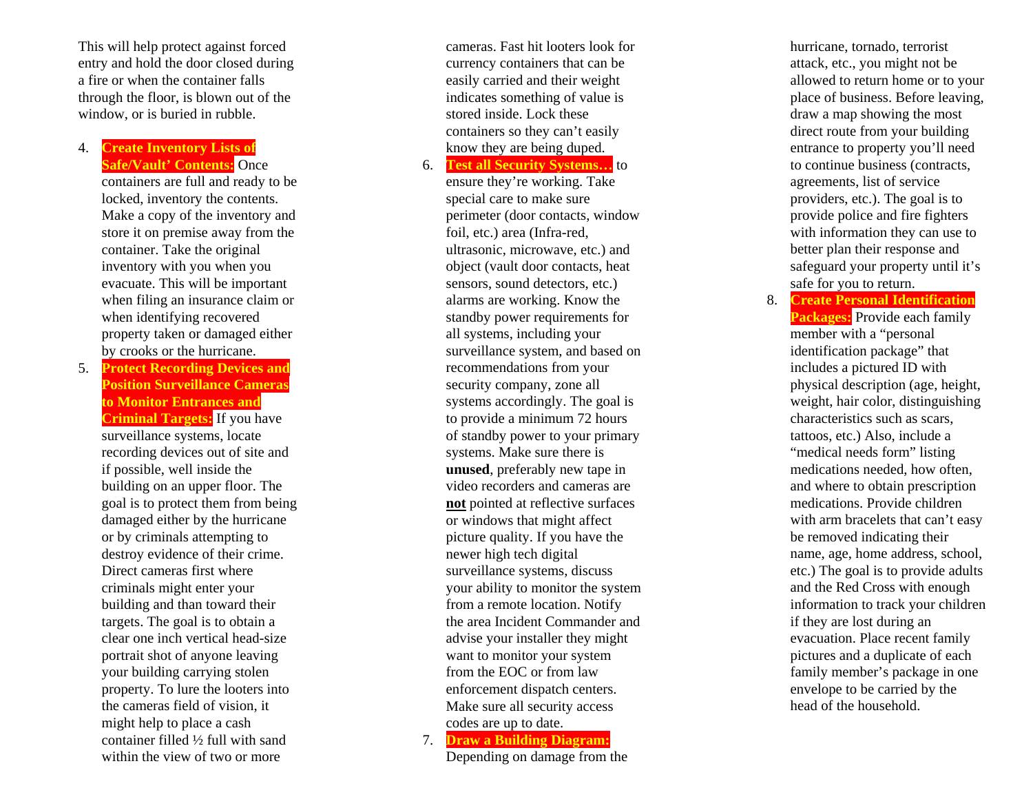This will help protect against forced entry and hold the door closed during a fire or when the container falls through the floor, is blown out of the window, or is buried in rubble.

4. **Create Inventory Lists of Safe/Vault' Contents:** Once containers are full and ready to be locked, inventory the contents. Make a copy of the inventory and store it on premise away from the container. Take the original inventory with you when you evacuate. This will be important when filing an insurance claim or when identifying recovered property taken or damaged either by crooks or the hurricane.
5. **Protect Recording Devices and Position Surveillance Cameras to Monitor Entrances and Criminal Targets:** If you have surveillance systems, locate recording devices out of site and if possible, well inside the building on an upper floor. The goal is to protect them from being damaged either by the hurricane or by criminals attempting to destroy evidence of their crime. Direct cameras first where criminals might enter your building and than toward their targets. The goal is to obtain a clear one inch vertical head-size portrait shot of anyone leaving your building carrying stolen property. To lure the looters into the cameras field of vision, it might help to place a cash container filled ½ full with sand within the view of two or more cameras. Fast hit looters look for currency containers that can be easily carried and their weight indicates something of value is stored inside. Lock these containers so they can't easily know they are being duped.
6. **Test all Security Systems…** to ensure they're working. Take special care to make sure perimeter (door contacts, window foil, etc.) area (Infra-red, ultrasonic, microwave, etc.) and object (vault door contacts, heat sensors, sound detectors, etc.) alarms are working. Know the standby power requirements for all systems, including your surveillance system, and based on recommendations from your security company, zone all systems accordingly. The goal is to provide a minimum 72 hours of standby power to your primary systems. Make sure there is **unused**, preferably new tape in video recorders and cameras are **<u>not</u>** pointed at reflective surfaces or windows that might affect picture quality. If you have the newer high tech digital surveillance systems, discuss your ability to monitor the system from a remote location. Notify the area Incident Commander and advise your installer they might want to monitor your system from the EOC or from law enforcement dispatch centers. Make sure all security access codes are up to date.
7. **Draw a Building Diagram:** Depending on damage from the hurricane, tornado, terrorist attack, etc., you might not be allowed to return home or to your place of business. Before leaving, draw a map showing the most direct route from your building entrance to property you'll need to continue business (contracts, agreements, list of service providers, etc.). The goal is to provide police and fire fighters with information they can use to better plan their response and safeguard your property until it's safe for you to return.
8. **Create Personal Identification Packages:** Provide each family member with a "personal identification package" that includes a pictured ID with physical description (age, height, weight, hair color, distinguishing characteristics such as scars, tattoos, etc.) Also, include a "medical needs form" listing medications needed, how often, and where to obtain prescription medications. Provide children with arm bracelets that can't easy be removed indicating their name, age, home address, school, etc.) The goal is to provide adults and the Red Cross with enough information to track your children if they are lost during an evacuation. Place recent family pictures and a duplicate of each family member's package in one envelope to be carried by the head of the household.